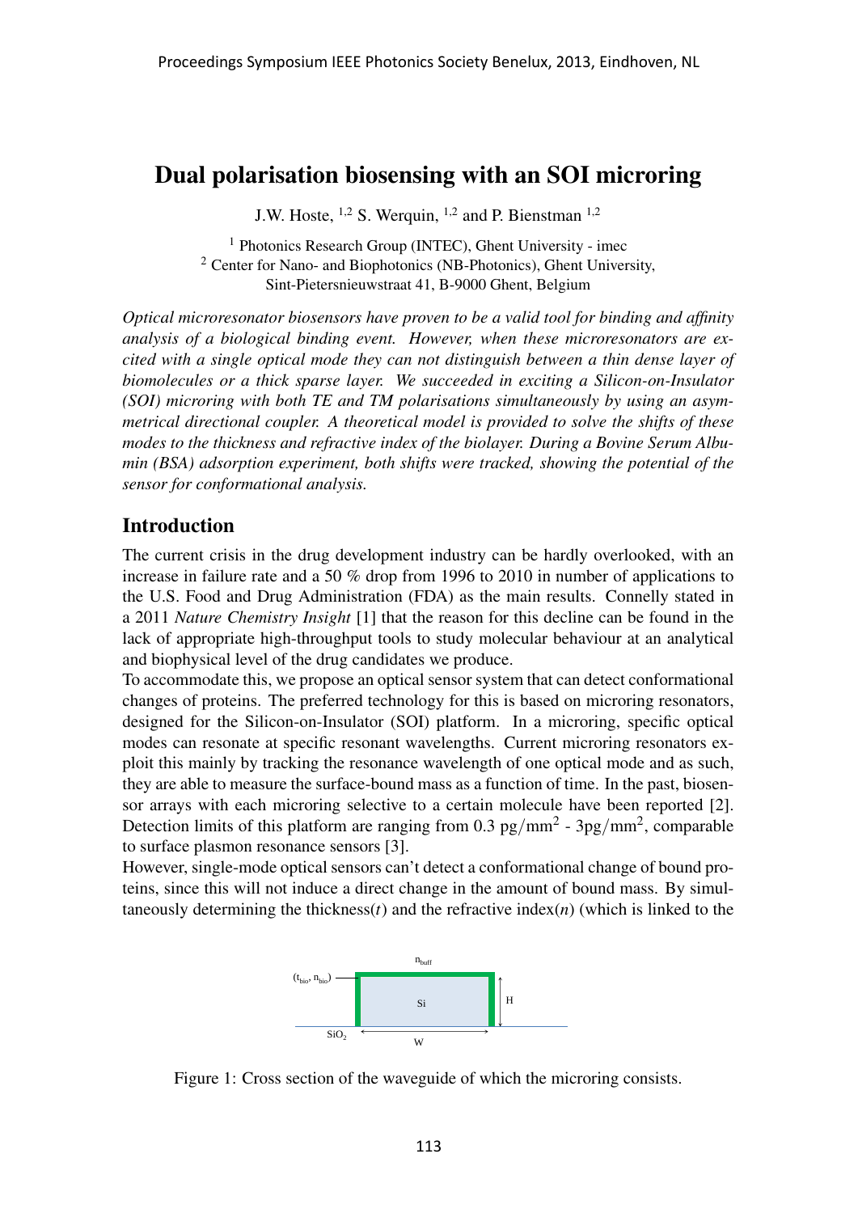# Dual polarisation biosensing with an SOI microring

J.W. Hoste, [1,2] S. Werquin, [1,2] and P. Bienstman [1,2]

[1] Photonics Research Group (INTEC), Ghent University - imec
[2] Center for Nano- and Biophotonics (NB-Photonics), Ghent University, Sint-Pietersnieuwstraat 41, B-9000 Ghent, Belgium

*Optical microresonator biosensors have proven to be a valid tool for binding and affinity analysis of a biological binding event. However, when these microresonators are excited with a single optical mode they can not distinguish between a thin dense layer of biomolecules or a thick sparse layer. We succeeded in exciting a Silicon-on-Insulator (SOI) microring with both TE and TM polarisations simultaneously by using an asymmetrical directional coupler. A theoretical model is provided to solve the shifts of these modes to the thickness and refractive index of the biolayer. During a Bovine Serum Albumin (BSA) adsorption experiment, both shifts were tracked, showing the potential of the sensor for conformational analysis.*

## Introduction

The current crisis in the drug development industry can be hardly overlooked, with an increase in failure rate and a 50 % drop from 1996 to 2010 in number of applications to the U.S. Food and Drug Administration (FDA) as the main results. Connelly stated in a 2011 *Nature Chemistry Insight* [1] that the reason for this decline can be found in the lack of appropriate high-throughput tools to study molecular behaviour at an analytical and biophysical level of the drug candidates we produce.

To accommodate this, we propose an optical sensor system that can detect conformational changes of proteins. The preferred technology for this is based on microring resonators, designed for the Silicon-on-Insulator (SOI) platform. In a microring, specific optical modes can resonate at specific resonant wavelengths. Current microring resonators exploit this mainly by tracking the resonance wavelength of one optical mode and as such, they are able to measure the surface-bound mass as a function of time. In the past, biosensor arrays with each microring selective to a certain molecule have been reported [2]. Detection limits of this platform are ranging from 0.3 $\text{pg}/\text{mm}^2$ - 3$\text{pg}/\text{mm}^2$, comparable to surface plasmon resonance sensors [3].

However, single-mode optical sensors can't detect a conformational change of bound proteins, since this will not induce a direct change in the amount of bound mass. By simultaneously determining the thickness($t$) and the refractive index($n$) (which is linked to the

Figure 1: Cross section of the waveguide of which the microring consists.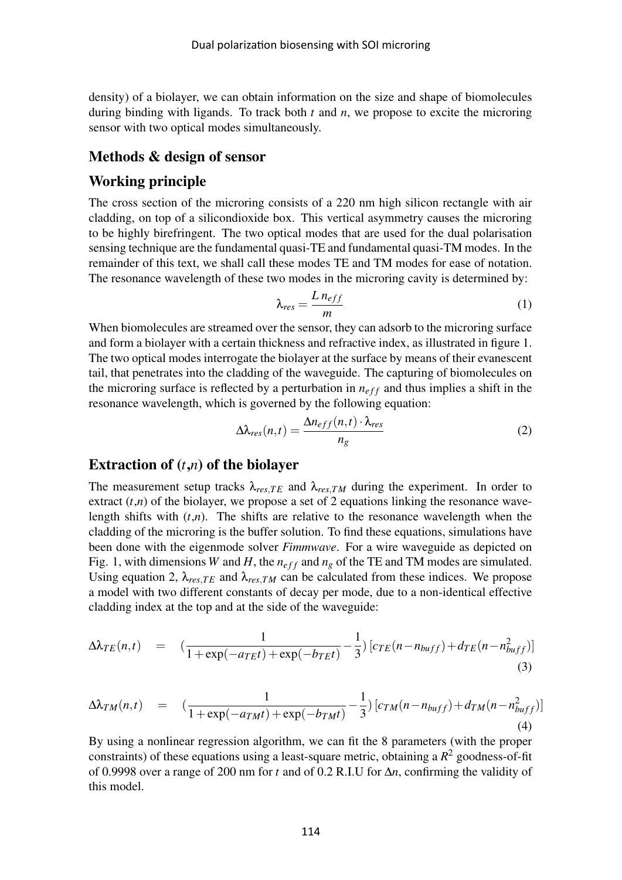density) of a biolayer, we can obtain information on the size and shape of biomolecules during binding with ligands. To track both $t$ and $n$, we propose to excite the microring sensor with two optical modes simultaneously.

## Methods & design of sensor

## Working principle

The cross section of the microring consists of a 220 nm high silicon rectangle with air cladding, on top of a silicondioxide box. This vertical asymmetry causes the microring to be highly birefringent. The two optical modes that are used for the dual polarisation sensing technique are the fundamental quasi-TE and fundamental quasi-TM modes. In the remainder of this text, we shall call these modes TE and TM modes for ease of notation. The resonance wavelength of these two modes in the microring cavity is determined by:

$$\lambda_{res} = \frac{L\, n_{eff}}{m} \tag{1}$$

When biomolecules are streamed over the sensor, they can adsorb to the microring surface and form a biolayer with a certain thickness and refractive index, as illustrated in figure 1. The two optical modes interrogate the biolayer at the surface by means of their evanescent tail, that penetrates into the cladding of the waveguide. The capturing of biomolecules on the microring surface is reflected by a perturbation in $n_{eff}$ and thus implies a shift in the resonance wavelength, which is governed by the following equation:

$$\Delta\lambda_{res}(n,t) = \frac{\Delta n_{eff}(n,t) \cdot \lambda_{res}}{n_g} \tag{2}$$

## Extraction of ($t$,$n$) of the biolayer

The measurement setup tracks $\lambda_{res,TE}$ and $\lambda_{res,TM}$ during the experiment. In order to extract ($t$,$n$) of the biolayer, we propose a set of 2 equations linking the resonance wavelength shifts with ($t$,$n$). The shifts are relative to the resonance wavelength when the cladding of the microring is the buffer solution. To find these equations, simulations have been done with the eigenmode solver *Fimmwave*. For a wire waveguide as depicted on Fig. 1, with dimensions $W$ and $H$, the $n_{eff}$ and $n_g$ of the TE and TM modes are simulated. Using equation 2, $\lambda_{res,TE}$ and $\lambda_{res,TM}$ can be calculated from these indices. We propose a model with two different constants of decay per mode, due to a non-identical effective cladding index at the top and at the side of the waveguide:

$$\Delta\lambda_{TE}(n,t) \quad = \quad \left(\frac{1}{1+\exp(-a_{TE}t)+\exp(-b_{TE}t)} - \frac{1}{3}\right)\left[c_{TE}(n-n_{buff}) + d_{TE}(n-n_{buff}^2)\right] \tag{3}$$

$$\Delta\lambda_{TM}(n,t) \quad = \quad \left(\frac{1}{1+\exp(-a_{TM}t)+\exp(-b_{TM}t)} - \frac{1}{3}\right)\left[c_{TM}(n-n_{buff}) + d_{TM}(n-n_{buff}^2)\right] \tag{4}$$

By using a nonlinear regression algorithm, we can fit the 8 parameters (with the proper constraints) of these equations using a least-square metric, obtaining a $R^2$ goodness-of-fit of 0.9998 over a range of 200 nm for $t$ and of 0.2 R.I.U for $\Delta n$, confirming the validity of this model.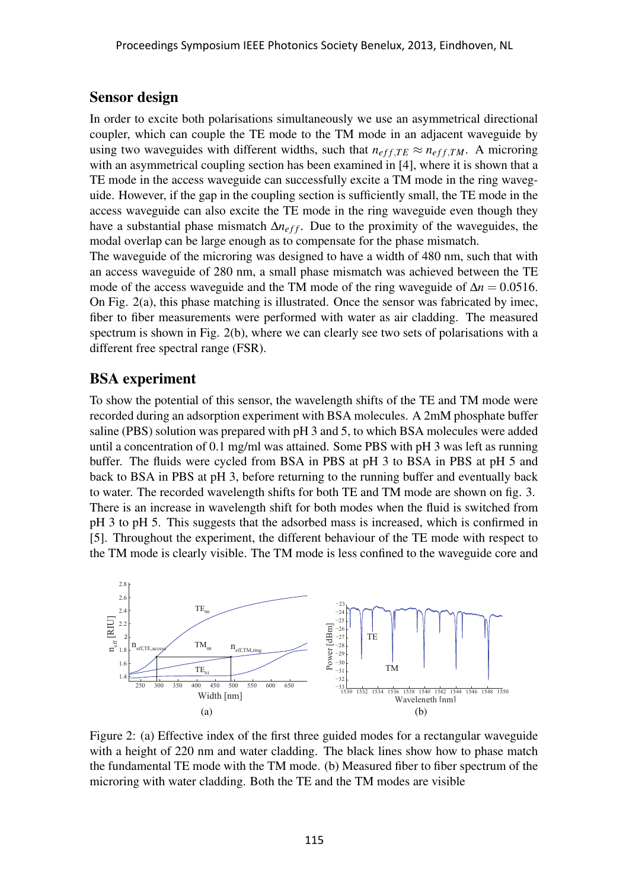## Sensor design

In order to excite both polarisations simultaneously we use an asymmetrical directional coupler, which can couple the TE mode to the TM mode in an adjacent waveguide by using two waveguides with different widths, such that $n_{eff,TE} \approx n_{eff,TM}$. A microring with an asymmetrical coupling section has been examined in [4], where it is shown that a TE mode in the access waveguide can successfully excite a TM mode in the ring waveguide. However, if the gap in the coupling section is sufficiently small, the TE mode in the access waveguide can also excite the TE mode in the ring waveguide even though they have a substantial phase mismatch $\Delta n_{eff}$. Due to the proximity of the waveguides, the modal overlap can be large enough as to compensate for the phase mismatch.

The waveguide of the microring was designed to have a width of 480 nm, such that with an access waveguide of 280 nm, a small phase mismatch was achieved between the TE mode of the access waveguide and the TM mode of the ring waveguide of $\Delta n = 0.0516$. On Fig. 2(a), this phase matching is illustrated. Once the sensor was fabricated by imec, fiber to fiber measurements were performed with water as air cladding. The measured spectrum is shown in Fig. 2(b), where we can clearly see two sets of polarisations with a different free spectral range (FSR).

## BSA experiment

To show the potential of this sensor, the wavelength shifts of the TE and TM mode were recorded during an adsorption experiment with BSA molecules. A 2mM phosphate buffer saline (PBS) solution was prepared with pH 3 and 5, to which BSA molecules were added until a concentration of 0.1 mg/ml was attained. Some PBS with pH 3 was left as running buffer. The fluids were cycled from BSA in PBS at pH 3 to BSA in PBS at pH 5 and back to BSA in PBS at pH 3, before returning to the running buffer and eventually back to water. The recorded wavelength shifts for both TE and TM mode are shown on fig. 3. There is an increase in wavelength shift for both modes when the fluid is switched from pH 3 to pH 5. This suggests that the adsorbed mass is increased, which is confirmed in [5]. Throughout the experiment, the different behaviour of the TE mode with respect to the TM mode is clearly visible. The TM mode is less confined to the waveguide core and

Figure 2: (a) Effective index of the first three guided modes for a rectangular waveguide with a height of 220 nm and water cladding. The black lines show how to phase match the fundamental TE mode with the TM mode. (b) Measured fiber to fiber spectrum of the microring with water cladding. Both the TE and the TM modes are visible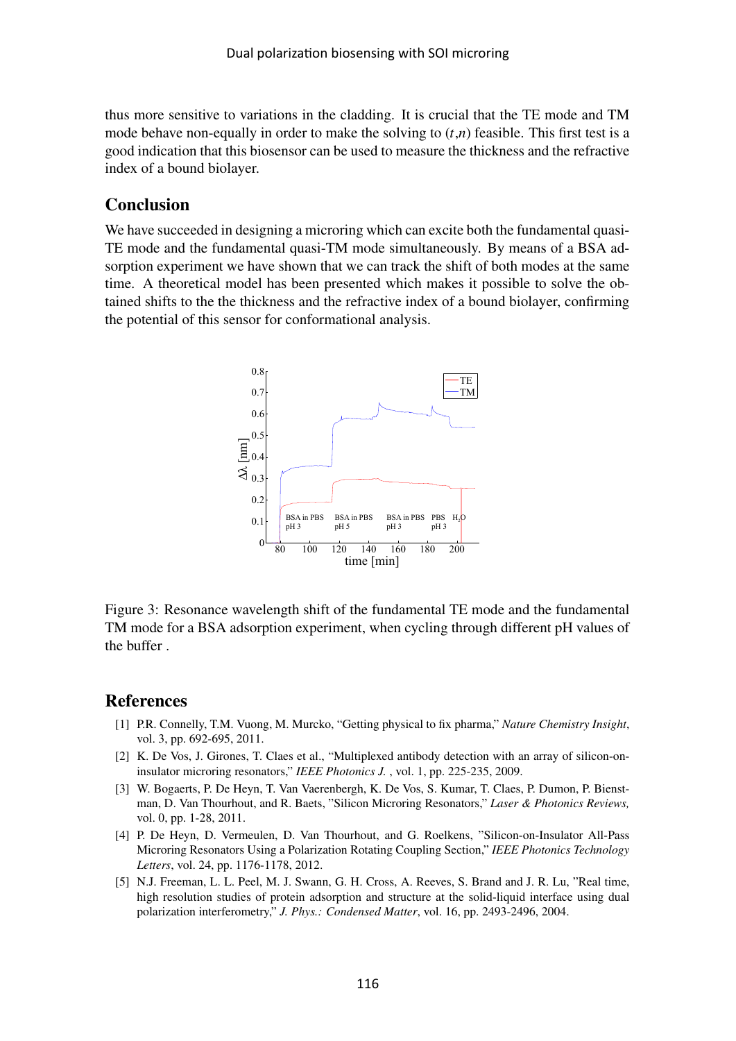thus more sensitive to variations in the cladding. It is crucial that the TE mode and TM mode behave non-equally in order to make the solving to $(t,n)$ feasible. This first test is a good indication that this biosensor can be used to measure the thickness and the refractive index of a bound biolayer.

## Conclusion

We have succeeded in designing a microring which can excite both the fundamental quasi-TE mode and the fundamental quasi-TM mode simultaneously. By means of a BSA adsorption experiment we have shown that we can track the shift of both modes at the same time. A theoretical model has been presented which makes it possible to solve the obtained shifts to the the thickness and the refractive index of a bound biolayer, confirming the potential of this sensor for conformational analysis.

0.8
0.7
0.6
0.5
0.4
0.3
0.2
0.1
0
$\Delta\lambda$ [nm]
TE
TM
BSA in PBS pH 3
BSA in PBS pH 5
BSA in PBS pH 3
PBS pH 3
$H_2O$
80 100 120 140 160 180 200
time [min]

Figure 3: Resonance wavelength shift of the fundamental TE mode and the fundamental TM mode for a BSA adsorption experiment, when cycling through different pH values of the buffer .

## References

[1] P.R. Connelly, T.M. Vuong, M. Murcko, "Getting physical to fix pharma," *Nature Chemistry Insight*, vol. 3, pp. 692-695, 2011.

[2] K. De Vos, J. Girones, T. Claes et al., "Multiplexed antibody detection with an array of silicon-on-insulator microring resonators," *IEEE Photonics J.* , vol. 1, pp. 225-235, 2009.

[3] W. Bogaerts, P. De Heyn, T. Van Vaerenbergh, K. De Vos, S. Kumar, T. Claes, P. Dumon, P. Bienstman, D. Van Thourhout, and R. Baets, "Silicon Microring Resonators," *Laser & Photonics Reviews,* vol. 0, pp. 1-28, 2011.

[4] P. De Heyn, D. Vermeulen, D. Van Thourhout, and G. Roelkens, "Silicon-on-Insulator All-Pass Microring Resonators Using a Polarization Rotating Coupling Section," *IEEE Photonics Technology Letters*, vol. 24, pp. 1176-1178, 2012.

[5] N.J. Freeman, L. L. Peel, M. J. Swann, G. H. Cross, A. Reeves, S. Brand and J. R. Lu, "Real time, high resolution studies of protein adsorption and structure at the solid-liquid interface using dual polarization interferometry," *J. Phys.: Condensed Matter*, vol. 16, pp. 2493-2496, 2004.